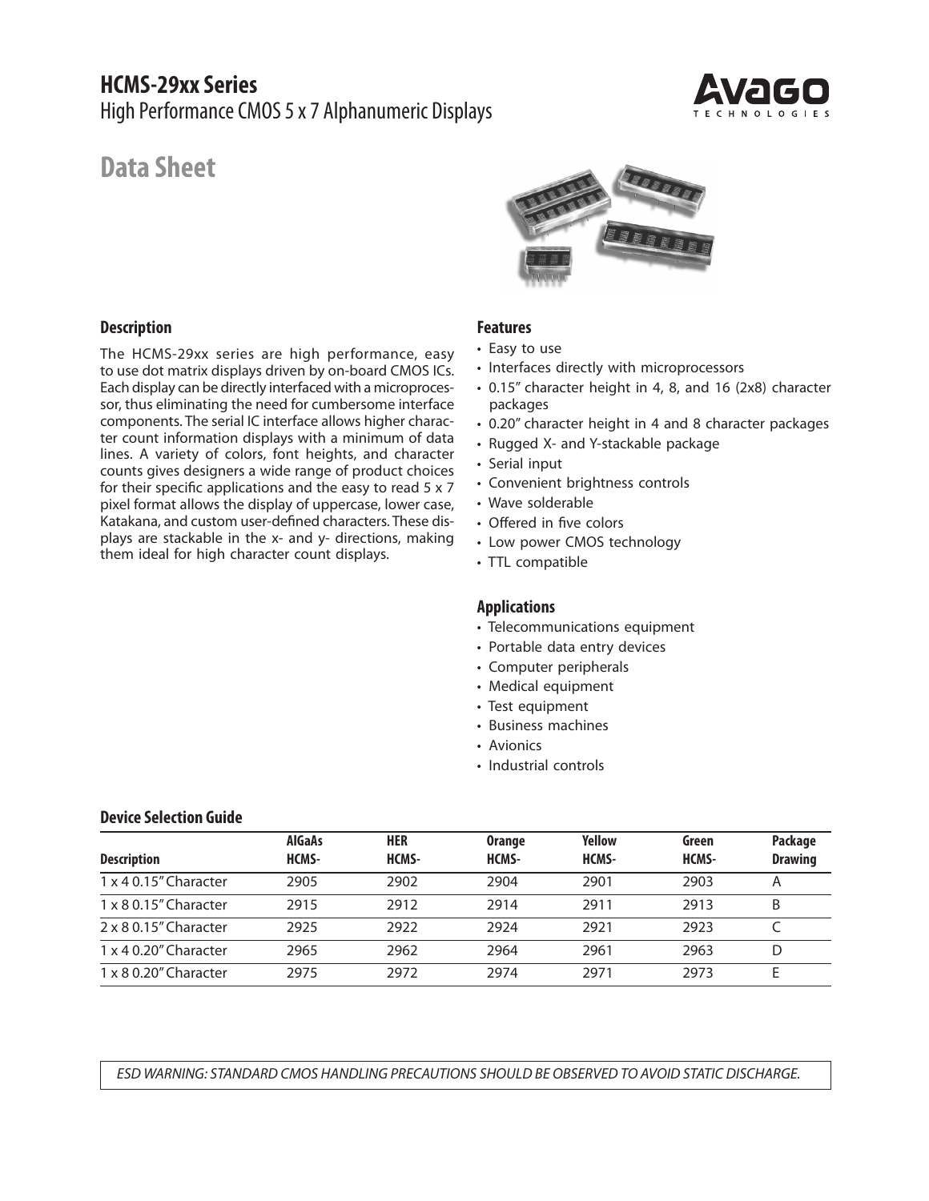# HCMS-29xx Series

High Performance CMOS 5 x 7 Alphanumeric Displays

## Data Sheet

### Description

The HCMS-29xx series are high performance, easy to use dot matrix displays driven by on-board CMOS ICs. Each display can be directly interfaced with a microprocessor, thus eliminating the need for cumbersome interface components. The serial IC interface allows higher character count information displays with a minimum of data lines. A variety of colors, font heights, and character counts gives designers a wide range of product choices for their specific applications and the easy to read 5 x 7 pixel format allows the display of uppercase, lower case, Katakana, and custom user-defined characters. These displays are stackable in the x- and y- directions, making them ideal for high character count displays.

### Features

- Easy to use
- Interfaces directly with microprocessors
- 0.15" character height in 4, 8, and 16 (2x8) character packages
- 0.20" character height in 4 and 8 character packages
- Rugged X- and Y-stackable package
- Serial input
- Convenient brightness controls
- Wave solderable
- Offered in five colors
- Low power CMOS technology
- TTL compatible

### Applications

- Telecommunications equipment
- Portable data entry devices
- Computer peripherals
- Medical equipment
- Test equipment
- Business machines
- Avionics
- Industrial controls

### Device Selection Guide

| Description | AlGaAs HCMS- | HER HCMS- | Orange HCMS- | Yellow HCMS- | Green HCMS- | Package Drawing |
|---|---|---|---|---|---|---|
| 1 x 4 0.15" Character | 2905 | 2902 | 2904 | 2901 | 2903 | A |
| 1 x 8 0.15" Character | 2915 | 2912 | 2914 | 2911 | 2913 | B |
| 2 x 8 0.15" Character | 2925 | 2922 | 2924 | 2921 | 2923 | C |
| 1 x 4 0.20" Character | 2965 | 2962 | 2964 | 2961 | 2963 | D |
| 1 x 8 0.20" Character | 2975 | 2972 | 2974 | 2971 | 2973 | E |

*ESD WARNING: STANDARD CMOS HANDLING PRECAUTIONS SHOULD BE OBSERVED TO AVOID STATIC DISCHARGE.*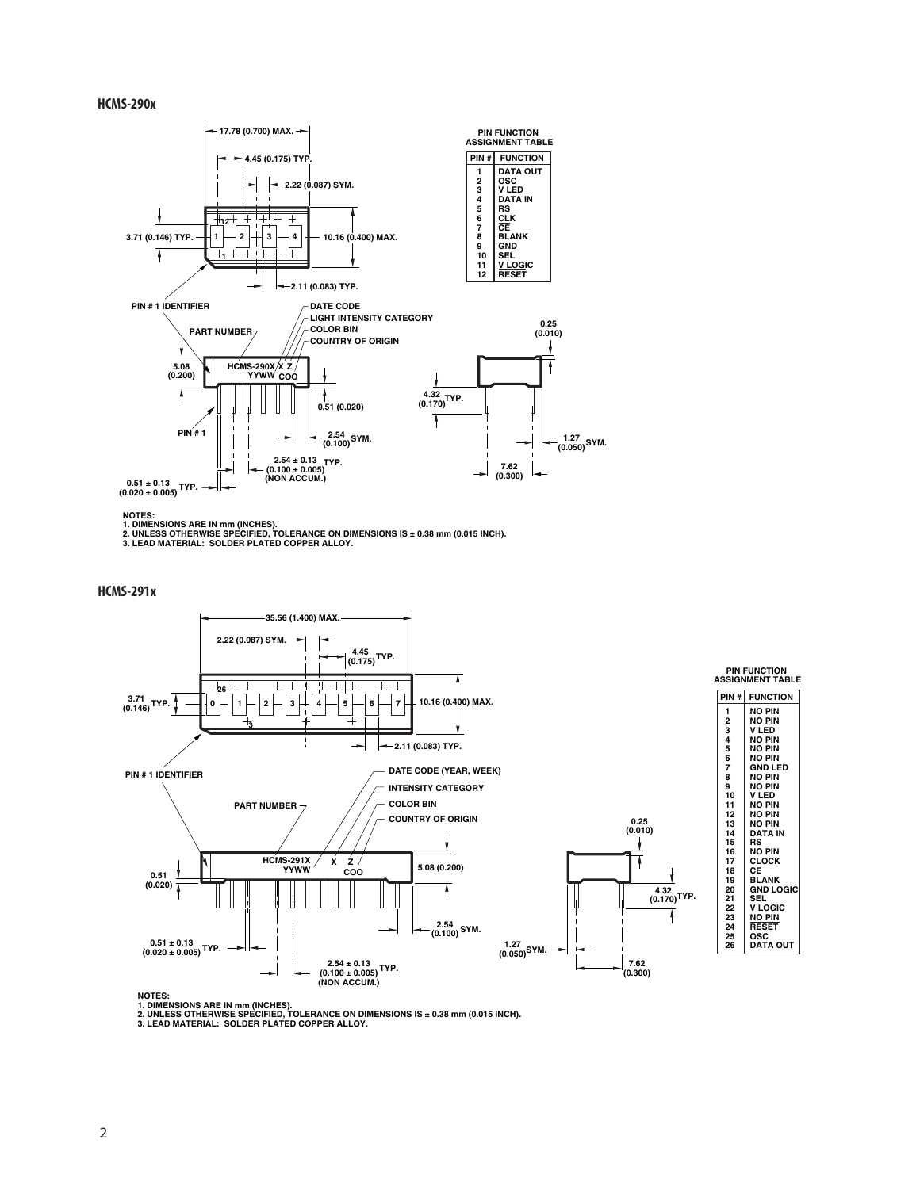## HCMS-290x

17.78 (0.700) MAX.

4.45 (0.175) TYP.

2.22 (0.087) SYM.

3.71 (0.146) TYP.

10.16 (0.400) MAX.

2.11 (0.083) TYP.

PIN # 1 IDENTIFIER

PART NUMBER

DATE CODE

LIGHT INTENSITY CATEGORY

COLOR BIN

COUNTRY OF ORIGIN

HCMS-290X X Z
YYWW COO

5.08 (0.200)

0.51 (0.020)

PIN # 1

2.54 (0.100) SYM.

2.54 ± 0.13 (0.100 ± 0.005) TYP. (NON ACCUM.)

0.51 ± 0.13 (0.020 ± 0.005) TYP.

0.25 (0.010)

4.32 (0.170) TYP.

1.27 (0.050) SYM.

7.62 (0.300)

**PIN FUNCTION ASSIGNMENT TABLE**

| PIN # | FUNCTION |
|---|---|
| 1 | DATA OUT |
| 2 | OSC |
| 3 | V LED |
| 4 | DATA IN |
| 5 | RS |
| 6 | CLK |
| 7 | CE |
| 8 | BLANK |
| 9 | GND |
| 10 | SEL |
| 11 | V LOGIC |
| 12 | RESET |

NOTES:
1. DIMENSIONS ARE IN mm (INCHES).
2. UNLESS OTHERWISE SPECIFIED, TOLERANCE ON DIMENSIONS IS ± 0.38 mm (0.015 INCH).
3. LEAD MATERIAL: SOLDER PLATED COPPER ALLOY.

## HCMS-291x

35.56 (1.400) MAX.

2.22 (0.087) SYM.

4.45 (0.175) TYP.

3.71 (0.146) TYP.

10.16 (0.400) MAX.

2.11 (0.083) TYP.

PIN # 1 IDENTIFIER

PART NUMBER

DATE CODE (YEAR, WEEK)

INTENSITY CATEGORY

COLOR BIN

COUNTRY OF ORIGIN

HCMS-291X X Z
YYWW COO

5.08 (0.200)

0.51 (0.020)

2.54 (0.100) SYM.

0.51 ± 0.13 (0.020 ± 0.005) TYP.

2.54 ± 0.13 (0.100 ± 0.005) TYP. (NON ACCUM.)

0.25 (0.010)

4.32 (0.170) TYP.

1.27 (0.050) SYM.

7.62 (0.300)

**PIN FUNCTION ASSIGNMENT TABLE**

| PIN # | FUNCTION |
|---|---|
| 1 | NO PIN |
| 2 | NO PIN |
| 3 | V LED |
| 4 | NO PIN |
| 5 | NO PIN |
| 6 | NO PIN |
| 7 | GND LED |
| 8 | NO PIN |
| 9 | NO PIN |
| 10 | V LED |
| 11 | NO PIN |
| 12 | NO PIN |
| 13 | NO PIN |
| 14 | DATA IN |
| 15 | RS |
| 16 | NO PIN |
| 17 | CLOCK |
| 18 | CE |
| 19 | BLANK |
| 20 | GND LOGIC |
| 21 | SEL |
| 22 | V LOGIC |
| 23 | NO PIN |
| 24 | RESET |
| 25 | OSC |
| 26 | DATA OUT |

NOTES:
1. DIMENSIONS ARE IN mm (INCHES).
2. UNLESS OTHERWISE SPECIFIED, TOLERANCE ON DIMENSIONS IS ± 0.38 mm (0.015 INCH).
3. LEAD MATERIAL: SOLDER PLATED COPPER ALLOY.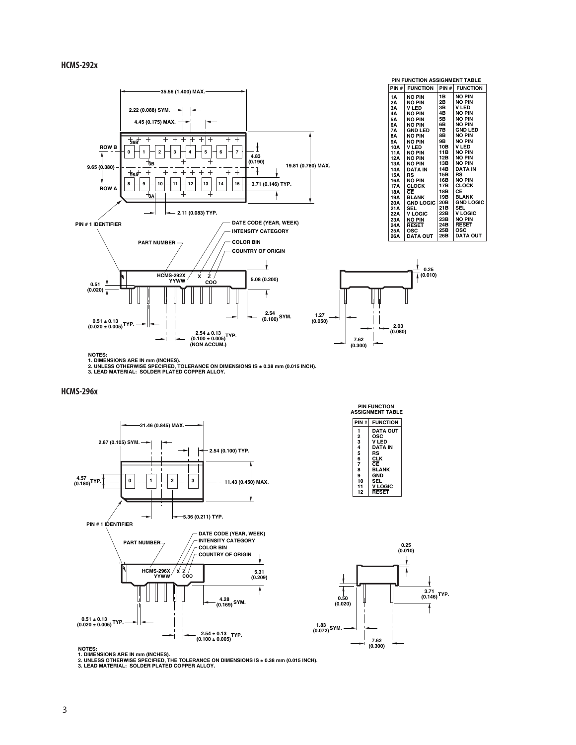## HCMS-292x

**PIN FUNCTION ASSIGNMENT TABLE**

| PIN # | FUNCTION | PIN # | FUNCTION |
|---|---|---|---|
| 1A | NO PIN | 1B | NO PIN |
| 2A | NO PIN | 2B | NO PIN |
| 3A | V LED | 3B | V LED |
| 4A | NO PIN | 4B | NO PIN |
| 5A | NO PIN | 5B | NO PIN |
| 6A | NO PIN | 6B | NO PIN |
| 7A | GND LED | 7B | GND LED |
| 8A | NO PIN | 8B | NO PIN |
| 9A | NO PIN | 9B | NO PIN |
| 10A | V LED | 10B | V LED |
| 11A | NO PIN | 11B | NO PIN |
| 12A | NO PIN | 12B | NO PIN |
| 13A | NO PIN | 13B | NO PIN |
| 14A | DATA IN | 14B | DATA IN |
| 15A | RS | 15B | RS |
| 16A | NO PIN | 16B | NO PIN |
| 17A | CLOCK | 17B | CLOCK |
| 18A | $\overline{CE}$ | 18B | $\overline{CE}$ |
| 19A | BLANK | 19B | BLANK |
| 20A | GND LOGIC | 20B | GND LOGIC |
| 21A | SEL | 21B | SEL |
| 22A | V LOGIC | 22B | V LOGIC |
| 23A | NO PIN | 23B | NO PIN |
| 24A | $\overline{RESET}$ | 24B | $\overline{RESET}$ |
| 25A | OSC | 25B | OSC |
| 26A | DATA OUT | 26B | DATA OUT |

35.56 (1.400) MAX.
2.22 (0.088) SYM.
4.45 (0.175) MAX.
ROW B
ROW A
9.65 (0.380)
4.83 (0.190)
19.81 (0.780) MAX.
3.71 (0.146) TYP.
2.11 (0.083) TYP.
PIN # 1 IDENTIFIER
PART NUMBER
DATE CODE (YEAR, WEEK)
INTENSITY CATEGORY
COLOR BIN
COUNTRY OF ORIGIN
HCMS-292X YYWW X Z COO
0.51 (0.020)
5.08 (0.200)
0.51 ± 0.13 (0.020 ± 0.005) TYP.
2.54 (0.100) SYM.
2.54 ± 0.13 (0.100 ± 0.005) TYP. (NON ACCUM.)
0.25 (0.010)
1.27 (0.050)
2.03 (0.080)
7.62 (0.300)

NOTES:
1. DIMENSIONS ARE IN mm (INCHES).
2. UNLESS OTHERWISE SPECIFIED, TOLERANCE ON DIMENSIONS IS ± 0.38 mm (0.015 INCH).
3. LEAD MATERIAL: SOLDER PLATED COPPER ALLOY.

## HCMS-296x

**PIN FUNCTION ASSIGNMENT TABLE**

| PIN # | FUNCTION |
|---|---|
| 1 | DATA OUT |
| 2 | OSC |
| 3 | V LED |
| 4 | DATA IN |
| 5 | RS |
| 6 | CLK |
| 7 | $\overline{CE}$ |
| 8 | BLANK |
| 9 | GND |
| 10 | SEL |
| 11 | V LOGIC |
| 12 | $\overline{RESET}$ |

21.46 (0.845) MAX.
2.67 (0.105) SYM.
2.54 (0.100) TYP.
4.57 (0.180) TYP.
11.43 (0.450) MAX.
5.36 (0.211) TYP.
PIN # 1 IDENTIFIER
PART NUMBER
DATE CODE (YEAR, WEEK)
INTENSITY CATEGORY
COLOR BIN
COUNTRY OF ORIGIN
HCMS-296X YYWW X Z COO
5.31 (0.209)
4.28 (0.169) SYM.
0.51 ± 0.13 (0.020 ± 0.005) TYP.
2.54 ± 0.13 (0.100 ± 0.005) TYP.
0.25 (0.010)
3.71 (0.146) TYP.
0.50 (0.020)
1.83 (0.072) SYM.
7.62 (0.300)

NOTES:
1. DIMENSIONS ARE IN mm (INCHES).
2. UNLESS OTHERWISE SPECIFIED, THE TOLERANCE ON DIMENSIONS IS ± 0.38 mm (0.015 INCH).
3. LEAD MATERIAL: SOLDER PLATED COPPER ALLOY.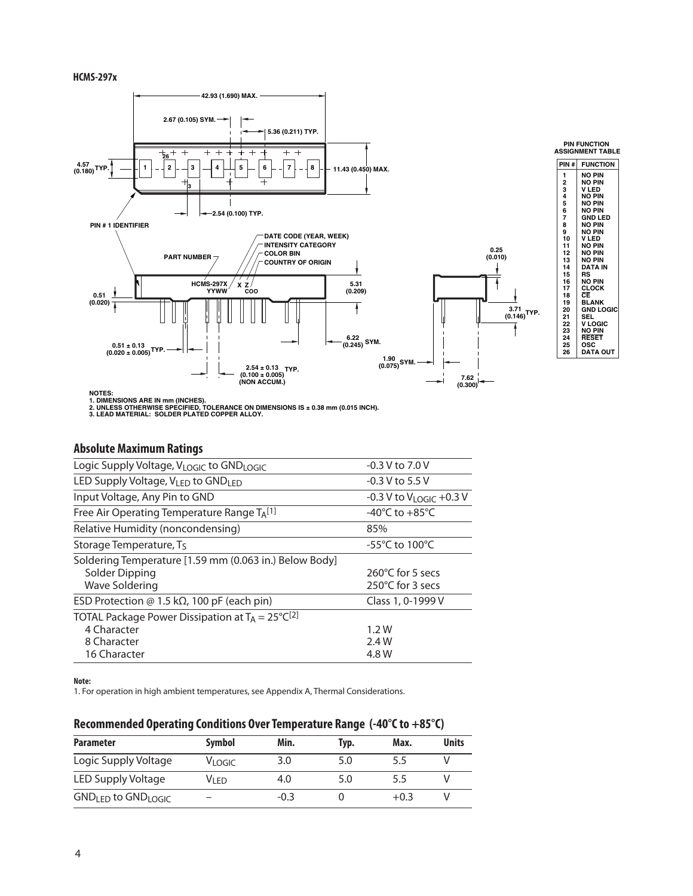**HCMS-297x**

42.93 (1.690) MAX.

2.67 (0.105) SYM.

5.36 (0.211) TYP.

4.57 (0.180) TYP.

11.43 (0.450) MAX.

2.54 (0.100) TYP.

PIN # 1 IDENTIFIER

PART NUMBER

DATE CODE (YEAR, WEEK)
INTENSITY CATEGORY
COLOR BIN
COUNTRY OF ORIGIN

HCMS-297X X Z
YYWW COO

0.51 (0.020)

5.31 (0.209)

0.25 (0.010)

3.71 (0.146) TYP.

0.51 ± 0.13 (0.020 ± 0.005) TYP.

6.22 (0.245) SYM.

2.54 ± 0.13 (0.100 ± 0.005) (NON ACCUM.) TYP.

1.90 (0.075) SYM.

7.62 (0.300)

**PIN FUNCTION ASSIGNMENT TABLE**

| PIN # | FUNCTION |
|---|---|
| 1 | NO PIN |
| 2 | NO PIN |
| 3 | V LED |
| 4 | NO PIN |
| 5 | NO PIN |
| 6 | NO PIN |
| 7 | GND LED |
| 8 | NO PIN |
| 9 | NO PIN |
| 10 | V LED |
| 11 | NO PIN |
| 12 | NO PIN |
| 13 | NO PIN |
| 14 | DATA IN |
| 15 | RS |
| 16 | NO PIN |
| 17 | CLOCK |
| 18 | $\overline{CE}$ |
| 19 | BLANK |
| 20 | GND LOGIC |
| 21 | SEL |
| 22 | V LOGIC |
| 23 | NO PIN |
| 24 | $\overline{RESET}$ |
| 25 | OSC |
| 26 | DATA OUT |

NOTES:
1. DIMENSIONS ARE IN mm (INCHES).
2. UNLESS OTHERWISE SPECIFIED, TOLERANCE ON DIMENSIONS IS ± 0.38 mm (0.015 INCH).
3. LEAD MATERIAL: SOLDER PLATED COPPER ALLOY.

## Absolute Maximum Ratings

| | |
|---|---|
| Logic Supply Voltage, $V_{LOGIC}$ to $GND_{LOGIC}$ | -0.3 V to 7.0 V |
| LED Supply Voltage, $V_{LED}$ to $GND_{LED}$ | -0.3 V to 5.5 V |
| Input Voltage, Any Pin to GND | -0.3 V to $V_{LOGIC}$ +0.3 V |
| Free Air Operating Temperature Range $T_A$[1] | -40°C to +85°C |
| Relative Humidity (noncondensing) | 85% |
| Storage Temperature, $T_S$ | -55°C to 100°C |
| Soldering Temperature [1.59 mm (0.063 in.) Below Body] | |
| Solder Dipping | 260°C for 5 secs |
| Wave Soldering | 250°C for 3 secs |
| ESD Protection @ 1.5 kΩ, 100 pF (each pin) | Class 1, 0-1999 V |
| TOTAL Package Power Dissipation at $T_A$ = 25°C[2] | |
| 4 Character | 1.2 W |
| 8 Character | 2.4 W |
| 16 Character | 4.8 W |

**Note:**
1. For operation in high ambient temperatures, see Appendix A, Thermal Considerations.

## Recommended Operating Conditions Over Temperature Range (-40°C to +85°C)

| Parameter | Symbol | Min. | Typ. | Max. | Units |
|---|---|---|---|---|---|
| Logic Supply Voltage | $V_{LOGIC}$ | 3.0 | 5.0 | 5.5 | V |
| LED Supply Voltage | $V_{LED}$ | 4.0 | 5.0 | 5.5 | V |
| $GND_{LED}$ to $GND_{LOGIC}$ | – | -0.3 | 0 | +0.3 | V |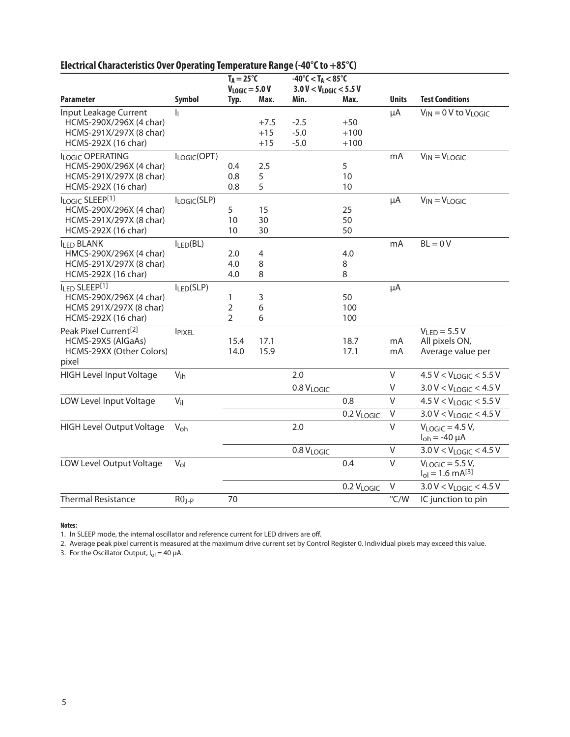## Electrical Characteristics Over Operating Temperature Range (-40°C to +85°C)

| | | $T_A = 25°C$ $V_{LOGIC} = 5.0\ V$ | | $-40°C < T_A < 85°C$ $3.0\ V < V_{LOGIC} < 5.5\ V$ | | | |
|---|---|---|---|---|---|---|---|
| **Parameter** | **Symbol** | **Typ.** | **Max.** | **Min.** | **Max.** | **Units** | **Test Conditions** |
| Input Leakage Current | $I_I$ | | | | | µA | $V_{IN} = 0\ V$ to $V_{LOGIC}$ |
| HCMS-290X/296X (4 char) | | | +7.5 | -2.5 | +50 | | |
| HCMS-291X/297X (8 char) | | | +15 | -5.0 | +100 | | |
| HCMS-292X (16 char) | | | +15 | -5.0 | +100 | | |
| $I_{LOGIC}$ OPERATING | $I_{LOGIC}(OPT)$ | | | | | mA | $V_{IN} = V_{LOGIC}$ |
| HCMS-290X/296X (4 char) | | 0.4 | 2.5 | | 5 | | |
| HCMS-291X/297X (8 char) | | 0.8 | 5 | | 10 | | |
| HCMS-292X (16 char) | | 0.8 | 5 | | 10 | | |
| $I_{LOGIC}$ SLEEP[1] | $I_{LOGIC}(SLP)$ | | | | | µA | $V_{IN} = V_{LOGIC}$ |
| HCMS-290X/296X (4 char) | | 5 | 15 | | 25 | | |
| HCMS-291X/297X (8 char) | | 10 | 30 | | 50 | | |
| HCMS-292X (16 char) | | 10 | 30 | | 50 | | |
| $I_{LED}$ BLANK | $I_{LED}(BL)$ | | | | | mA | $BL = 0\ V$ |
| HMCS-290X/296X (4 char) | | 2.0 | 4 | | 4.0 | | |
| HCMS-291X/297X (8 char) | | 4.0 | 8 | | 8 | | |
| HCMS-292X (16 char) | | 4.0 | 8 | | 8 | | |
| $I_{LED}$ SLEEP[1] | $I_{LED}(SLP)$ | | | | | µA | |
| HCMS-290X/296X (4 char) | | 1 | 3 | | 50 | | |
| HCMS 291X/297X (8 char) | | 2 | 6 | | 100 | | |
| HCMS-292X (16 char) | | 2 | 6 | | 100 | | |
| Peak Pixel Current[2] | $I_{PIXEL}$ | | | | | | $V_{LED} = 5.5\ V$ |
| HCMS-29X5 (AlGaAs) | | 15.4 | 17.1 | | 18.7 | mA | All pixels ON, |
| HCMS-29XX (Other Colors) pixel | | 14.0 | 15.9 | | 17.1 | mA | Average value per |
| HIGH Level Input Voltage | $V_{ih}$ | | | 2.0 | | V | $4.5\ V < V_{LOGIC} < 5.5\ V$ |
| | | | | 0.8 $V_{LOGIC}$ | | V | $3.0\ V < V_{LOGIC} < 4.5\ V$ |
| LOW Level Input Voltage | $V_{il}$ | | | | 0.8 | V | $4.5\ V < V_{LOGIC} < 5.5\ V$ |
| | | | | | 0.2 $V_{LOGIC}$ | V | $3.0\ V < V_{LOGIC} < 4.5\ V$ |
| HIGH Level Output Voltage | $V_{oh}$ | | | 2.0 | | V | $V_{LOGIC} = 4.5\ V$, $I_{oh} = -40\ \mu A$ |
| | | | | 0.8 $V_{LOGIC}$ | | V | $3.0\ V < V_{LOGIC} < 4.5\ V$ |
| LOW Level Output Voltage | $V_{ol}$ | | | | 0.4 | V | $V_{LOGIC} = 5.5\ V$, $I_{ol} = 1.6\ mA$[3] |
| | | | | | 0.2 $V_{LOGIC}$ | V | $3.0\ V < V_{LOGIC} < 4.5\ V$ |
| Thermal Resistance | $R\theta_{J-P}$ | 70 | | | | °C/W | IC junction to pin |

**Notes:**

1. In SLEEP mode, the internal oscillator and reference current for LED drivers are off.
2. Average peak pixel current is measured at the maximum drive current set by Control Register 0. Individual pixels may exceed this value.
3. For the Oscillator Output, $I_{ol} = 40\ \mu A$.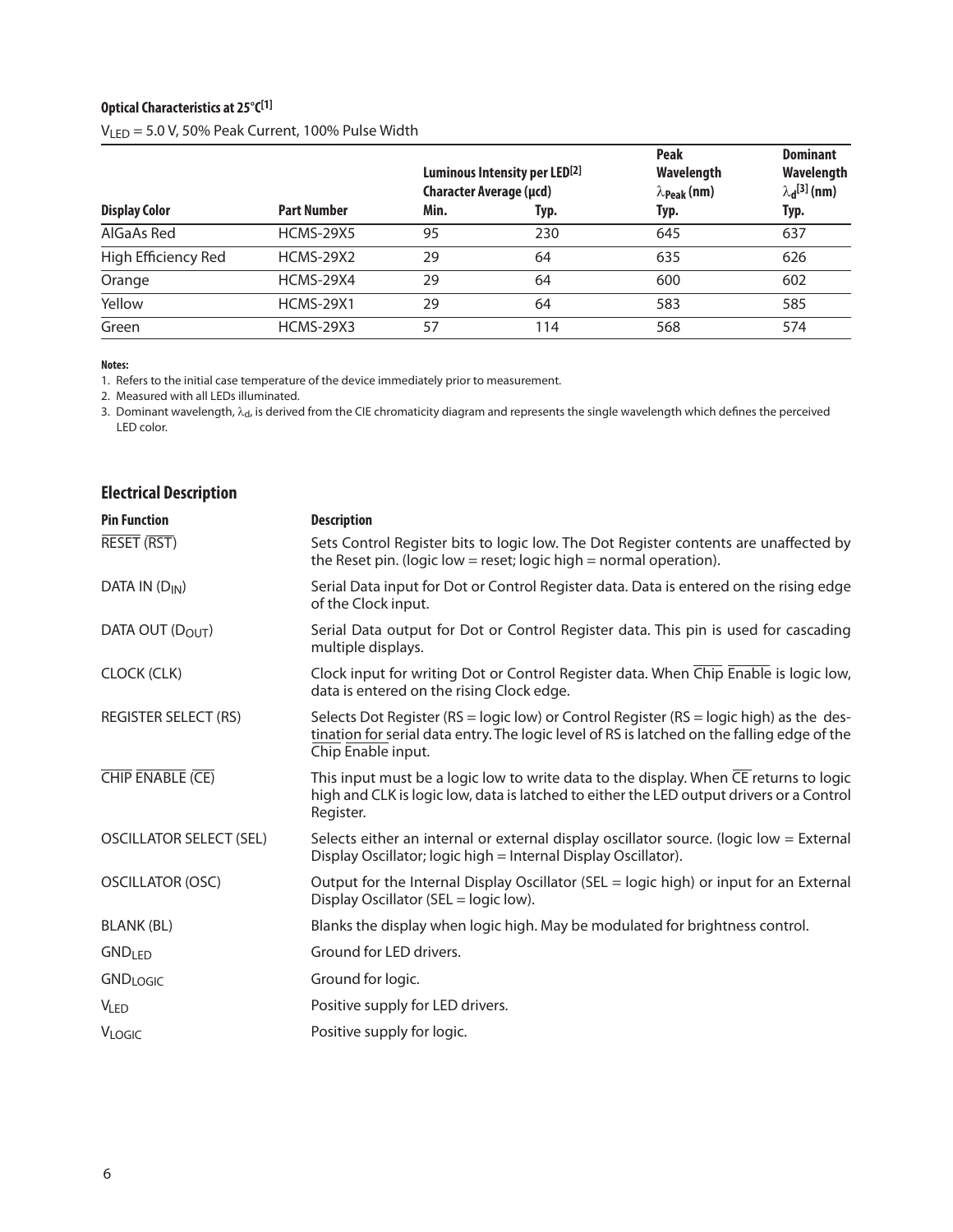**Optical Characteristics at 25°C[1]**

$V_{LED}$ = 5.0 V, 50% Peak Current, 100% Pulse Width

| Display Color | Part Number | Luminous Intensity per LED[2] Character Average (µcd) | | Peak Wavelength $\lambda_{Peak}$ (nm) | Dominant Wavelength $\lambda_d$[3] (nm) |
|---|---|---|---|---|---|
| | | Min. | Typ. | Typ. | Typ. |
| AlGaAs Red | HCMS-29X5 | 95 | 230 | 645 | 637 |
| High Efficiency Red | HCMS-29X2 | 29 | 64 | 635 | 626 |
| Orange | HCMS-29X4 | 29 | 64 | 600 | 602 |
| Yellow | HCMS-29X1 | 29 | 64 | 583 | 585 |
| Green | HCMS-29X3 | 57 | 114 | 568 | 574 |

**Notes:**

1. Refers to the initial case temperature of the device immediately prior to measurement.
2. Measured with all LEDs illuminated.
3. Dominant wavelength, $\lambda_d$, is derived from the CIE chromaticity diagram and represents the single wavelength which defines the perceived LED color.

## Electrical Description

| Pin Function | Description |
|---|---|
| $\overline{\text{RESET}}$ ($\overline{\text{RST}}$) | Sets Control Register bits to logic low. The Dot Register contents are unaffected by the Reset pin. (logic low = reset; logic high = normal operation). |
| DATA IN ($D_{IN}$) | Serial Data input for Dot or Control Register data. Data is entered on the rising edge of the Clock input. |
| DATA OUT ($D_{OUT}$) | Serial Data output for Dot or Control Register data. This pin is used for cascading multiple displays. |
| CLOCK (CLK) | Clock input for writing Dot or Control Register data. When $\overline{\text{Chip Enable}}$ is logic low, data is entered on the rising Clock edge. |
| REGISTER SELECT (RS) | Selects Dot Register (RS = logic low) or Control Register (RS = logic high) as the destination for serial data entry. The logic level of RS is latched on the falling edge of the $\overline{\text{Chip Enable}}$ input. |
| $\overline{\text{CHIP ENABLE}}$ ($\overline{\text{CE}}$) | This input must be a logic low to write data to the display. When $\overline{\text{CE}}$ returns to logic high and CLK is logic low, data is latched to either the LED output drivers or a Control Register. |
| OSCILLATOR SELECT (SEL) | Selects either an internal or external display oscillator source. (logic low = External Display Oscillator; logic high = Internal Display Oscillator). |
| OSCILLATOR (OSC) | Output for the Internal Display Oscillator (SEL = logic high) or input for an External Display Oscillator (SEL = logic low). |
| BLANK (BL) | Blanks the display when logic high. May be modulated for brightness control. |
| $GND_{LED}$ | Ground for LED drivers. |
| $GND_{LOGIC}$ | Ground for logic. |
| $V_{LED}$ | Positive supply for LED drivers. |
| $V_{LOGIC}$ | Positive supply for logic. |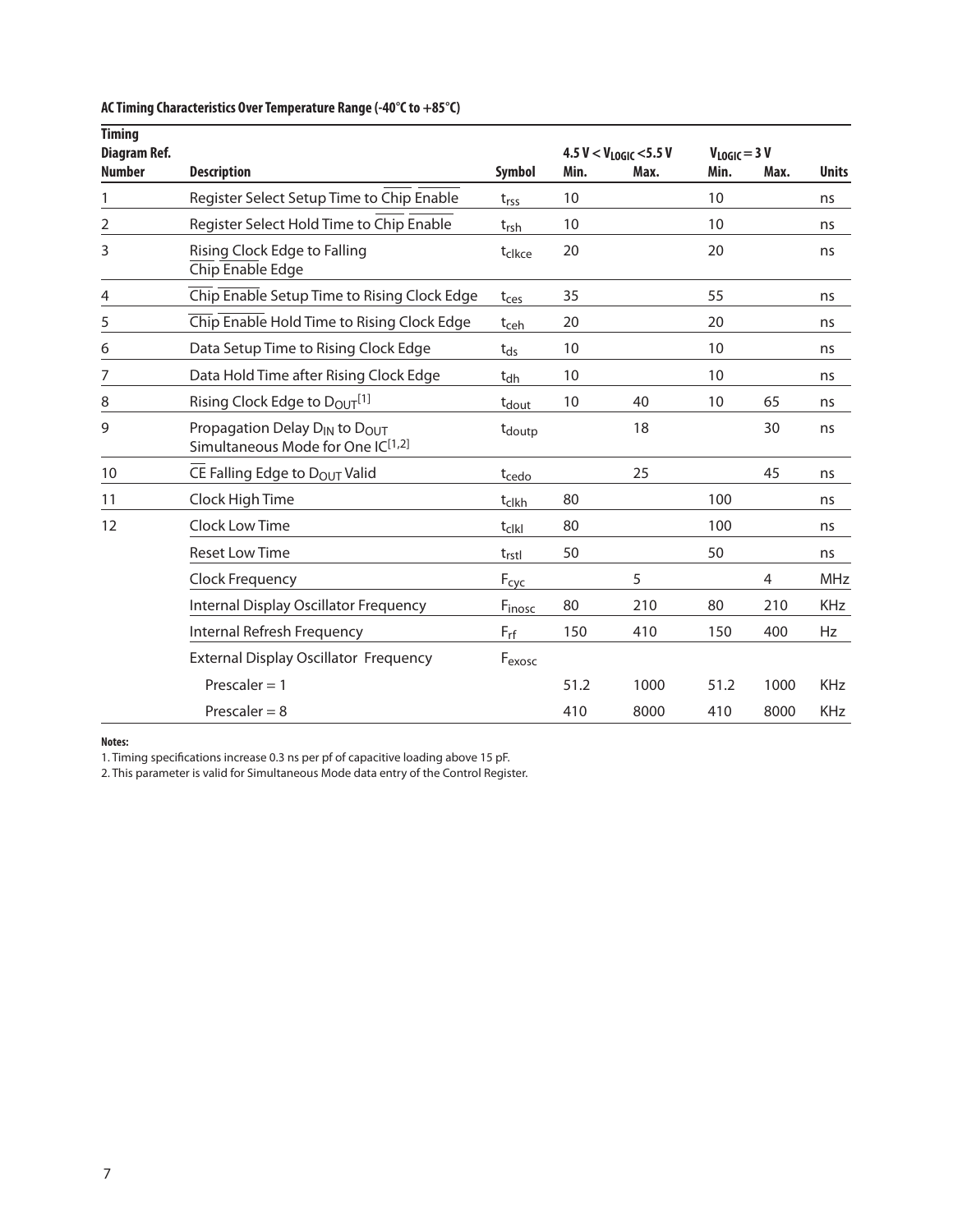**AC Timing Characteristics Over Temperature Range (-40°C to +85°C)**

| Timing Diagram Ref. Number | Description | Symbol | $4.5\ V < V_{LOGIC} < 5.5\ V$ Min. | Max. | $V_{LOGIC} = 3\ V$ Min. | Max. | Units |
|---|---|---|---|---|---|---|---|
| 1 | Register Select Setup Time to $\overline{\text{Chip Enable}}$ | $t_{rss}$ | 10 | | 10 | | ns |
| 2 | Register Select Hold Time to $\overline{\text{Chip Enable}}$ | $t_{rsh}$ | 10 | | 10 | | ns |
| 3 | Rising Clock Edge to Falling $\overline{\text{Chip Enable}}$ Edge | $t_{clkce}$ | 20 | | 20 | | ns |
| 4 | $\overline{\text{Chip Enable}}$ Setup Time to Rising Clock Edge | $t_{ces}$ | 35 | | 55 | | ns |
| 5 | $\overline{\text{Chip Enable}}$ Hold Time to Rising Clock Edge | $t_{ceh}$ | 20 | | 20 | | ns |
| 6 | Data Setup Time to Rising Clock Edge | $t_{ds}$ | 10 | | 10 | | ns |
| 7 | Data Hold Time after Rising Clock Edge | $t_{dh}$ | 10 | | 10 | | ns |
| 8 | Rising Clock Edge to $D_{OUT}$[1] | $t_{dout}$ | 10 | 40 | 10 | 65 | ns |
| 9 | Propagation Delay $D_{IN}$ to $D_{OUT}$ Simultaneous Mode for One IC[1,2] | $t_{doutp}$ | | 18 | | 30 | ns |
| 10 | $\overline{\text{CE}}$ Falling Edge to $D_{OUT}$ Valid | $t_{cedo}$ | | 25 | | 45 | ns |
| 11 | Clock High Time | $t_{clkh}$ | 80 | | 100 | | ns |
| 12 | Clock Low Time | $t_{clkl}$ | 80 | | 100 | | ns |
| | Reset Low Time | $t_{rstl}$ | 50 | | 50 | | ns |
| | Clock Frequency | $F_{cyc}$ | | 5 | | 4 | MHz |
| | Internal Display Oscillator Frequency | $F_{inosc}$ | 80 | 210 | 80 | 210 | KHz |
| | Internal Refresh Frequency | $F_{rf}$ | 150 | 410 | 150 | 400 | Hz |
| | External Display Oscillator Frequency | $F_{exosc}$ | | | | | |
| | Prescaler = 1 | | 51.2 | 1000 | 51.2 | 1000 | KHz |
| | Prescaler = 8 | | 410 | 8000 | 410 | 8000 | KHz |

**Notes:**

1. Timing specifications increase 0.3 ns per pf of capacitive loading above 15 pF.
2. This parameter is valid for Simultaneous Mode data entry of the Control Register.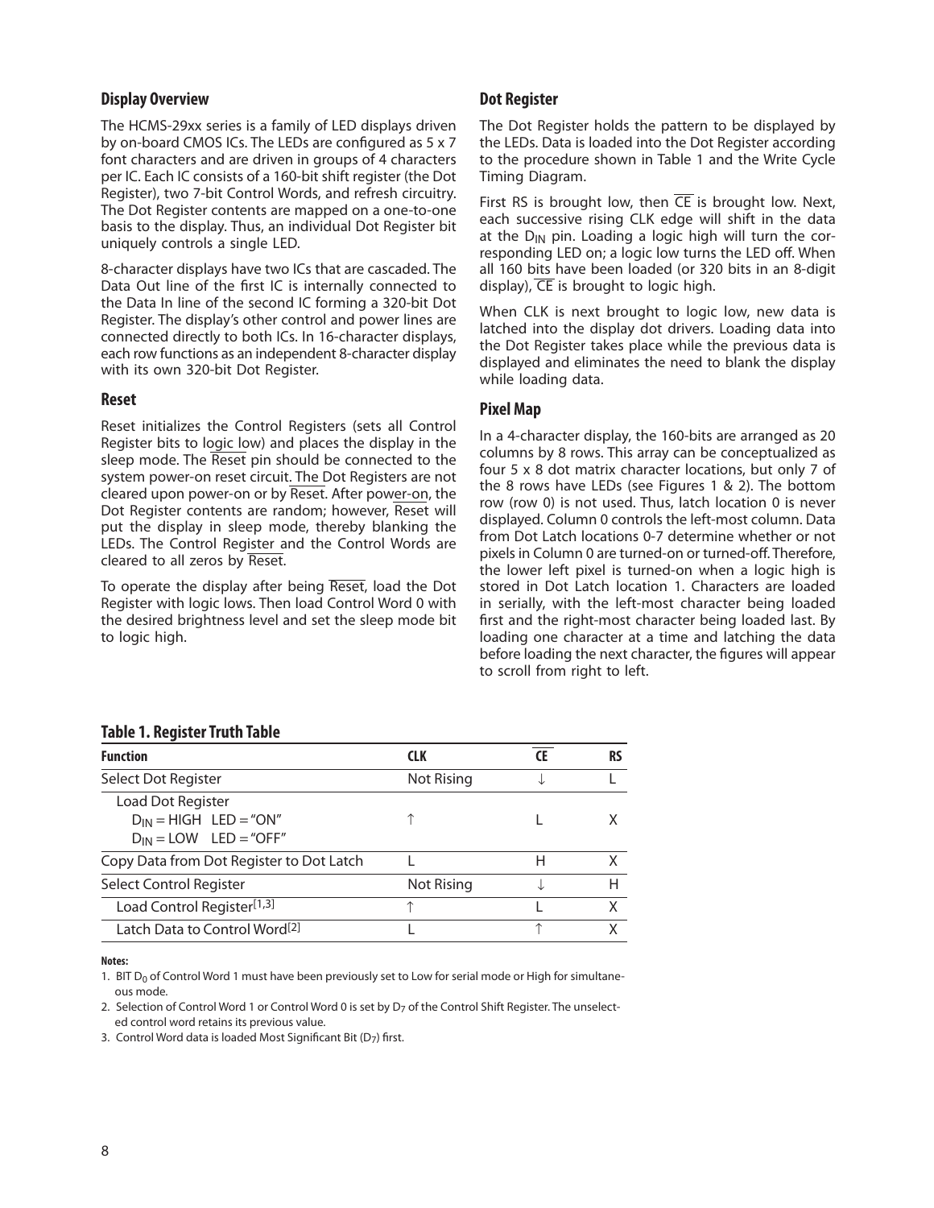### Display Overview

The HCMS-29xx series is a family of LED displays driven by on-board CMOS ICs. The LEDs are configured as 5 x 7 font characters and are driven in groups of 4 characters per IC. Each IC consists of a 160-bit shift register (the Dot Register), two 7-bit Control Words, and refresh circuitry. The Dot Register contents are mapped on a one-to-one basis to the display. Thus, an individual Dot Register bit uniquely controls a single LED.

8-character displays have two ICs that are cascaded. The Data Out line of the first IC is internally connected to the Data In line of the second IC forming a 320-bit Dot Register. The display's other control and power lines are connected directly to both ICs. In 16-character displays, each row functions as an independent 8-character display with its own 320-bit Dot Register.

### Reset

Reset initializes the Control Registers (sets all Control Register bits to logic low) and places the display in the sleep mode. The $\overline{\text{Reset}}$ pin should be connected to the system power-on reset circuit. The Dot Registers are not cleared upon power-on or by $\overline{\text{Reset}}$. After power-on, the Dot Register contents are random; however, $\overline{\text{Reset}}$ will put the display in sleep mode, thereby blanking the LEDs. The Control Register and the Control Words are cleared to all zeros by $\overline{\text{Reset}}$.

To operate the display after being $\overline{\text{Reset}}$, load the Dot Register with logic lows. Then load Control Word 0 with the desired brightness level and set the sleep mode bit to logic high.

### Dot Register

The Dot Register holds the pattern to be displayed by the LEDs. Data is loaded into the Dot Register according to the procedure shown in Table 1 and the Write Cycle Timing Diagram.

First RS is brought low, then $\overline{\text{CE}}$ is brought low. Next, each successive rising CLK edge will shift in the data at the $D_{IN}$ pin. Loading a logic high will turn the corresponding LED on; a logic low turns the LED off. When all 160 bits have been loaded (or 320 bits in an 8-digit display), $\overline{\text{CE}}$ is brought to logic high.

When CLK is next brought to logic low, new data is latched into the display dot drivers. Loading data into the Dot Register takes place while the previous data is displayed and eliminates the need to blank the display while loading data.

### Pixel Map

In a 4-character display, the 160-bits are arranged as 20 columns by 8 rows. This array can be conceptualized as four 5 x 8 dot matrix character locations, but only 7 of the 8 rows have LEDs (see Figures 1 & 2). The bottom row (row 0) is not used. Thus, latch location 0 is never displayed. Column 0 controls the left-most column. Data from Dot Latch locations 0-7 determine whether or not pixels in Column 0 are turned-on or turned-off. Therefore, the lower left pixel is turned-on when a logic high is stored in Dot Latch location 1. Characters are loaded in serially, with the left-most character being loaded first and the right-most character being loaded last. By loading one character at a time and latching the data before loading the next character, the figures will appear to scroll from right to left.

**Table 1. Register Truth Table**

| Function | CLK | $\overline{\text{CE}}$ | RS |
|---|---|---|---|
| Select Dot Register | Not Rising | ↓ | L |
| Load Dot Register<br>$D_{IN}$ = HIGH LED = "ON"<br>$D_{IN}$ = LOW LED = "OFF" | ↑ | L | X |
| Copy Data from Dot Register to Dot Latch | L | H | X |
| Select Control Register | Not Rising | ↓ | H |
| Load Control Register[1,3] | ↑ | L | X |
| Latch Data to Control Word[2] | L | ↑ | X |

**Notes:**

1. BIT $D_0$ of Control Word 1 must have been previously set to Low for serial mode or High for simultaneous mode.
2. Selection of Control Word 1 or Control Word 0 is set by $D_7$ of the Control Shift Register. The unselected control word retains its previous value.
3. Control Word data is loaded Most Significant Bit ($D_7$) first.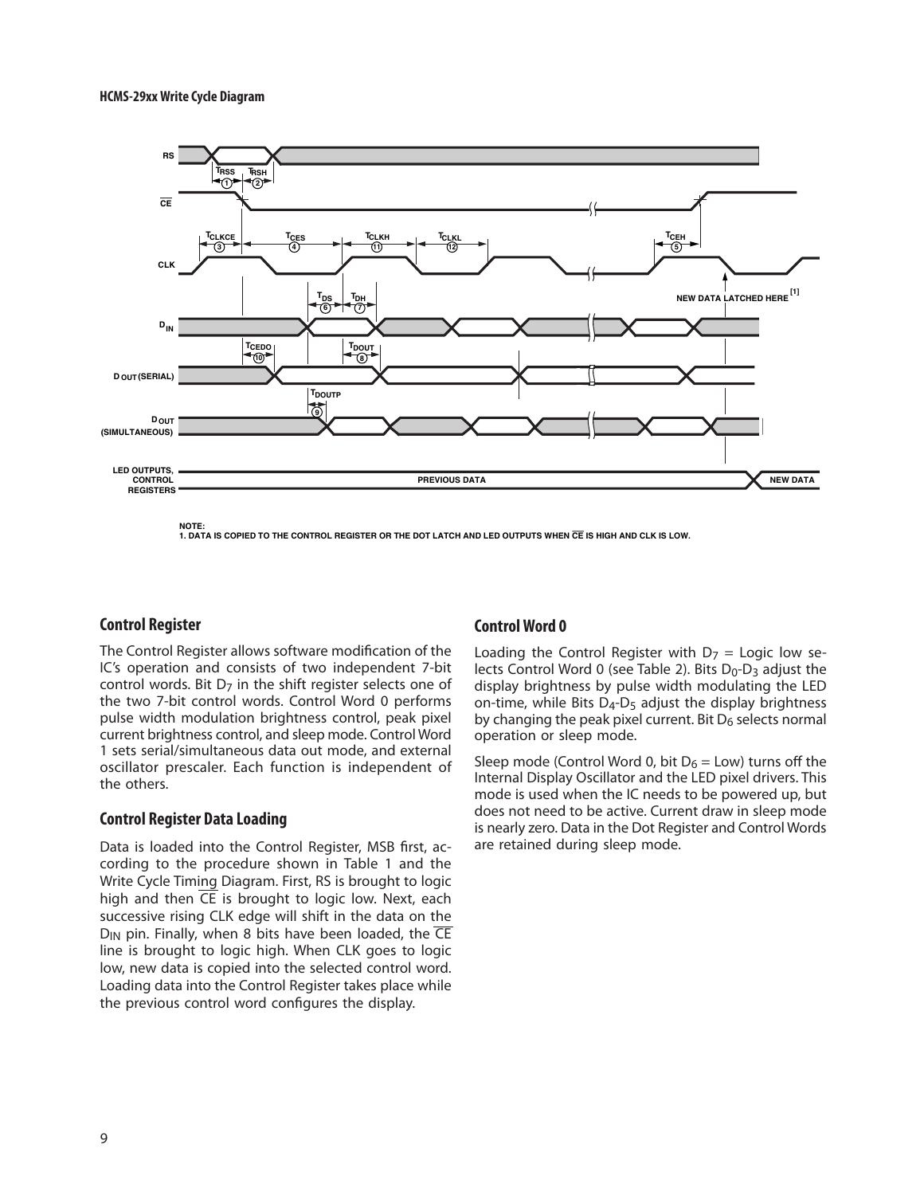**HCMS-29xx Write Cycle Diagram**

NOTE:
1. DATA IS COPIED TO THE CONTROL REGISTER OR THE DOT LATCH AND LED OUTPUTS WHEN $\overline{CE}$ IS HIGH AND CLK IS LOW.

## Control Register

The Control Register allows software modification of the IC's operation and consists of two independent 7-bit control words. Bit $D_7$ in the shift register selects one of the two 7-bit control words. Control Word 0 performs pulse width modulation brightness control, peak pixel current brightness control, and sleep mode. Control Word 1 sets serial/simultaneous data out mode, and external oscillator prescaler. Each function is independent of the others.

## Control Register Data Loading

Data is loaded into the Control Register, MSB first, according to the procedure shown in Table 1 and the Write Cycle Timing Diagram. First, RS is brought to logic high and then $\overline{CE}$ is brought to logic low. Next, each successive rising CLK edge will shift in the data on the $D_{IN}$ pin. Finally, when 8 bits have been loaded, the $\overline{CE}$ line is brought to logic high. When CLK goes to logic low, new data is copied into the selected control word. Loading data into the Control Register takes place while the previous control word configures the display.

## Control Word 0

Loading the Control Register with $D_7$ = Logic low selects Control Word 0 (see Table 2). Bits $D_0$-$D_3$ adjust the display brightness by pulse width modulating the LED on-time, while Bits $D_4$-$D_5$ adjust the display brightness by changing the peak pixel current. Bit $D_6$ selects normal operation or sleep mode.

Sleep mode (Control Word 0, bit $D_6$ = Low) turns off the Internal Display Oscillator and the LED pixel drivers. This mode is used when the IC needs to be powered up, but does not need to be active. Current draw in sleep mode is nearly zero. Data in the Dot Register and Control Words are retained during sleep mode.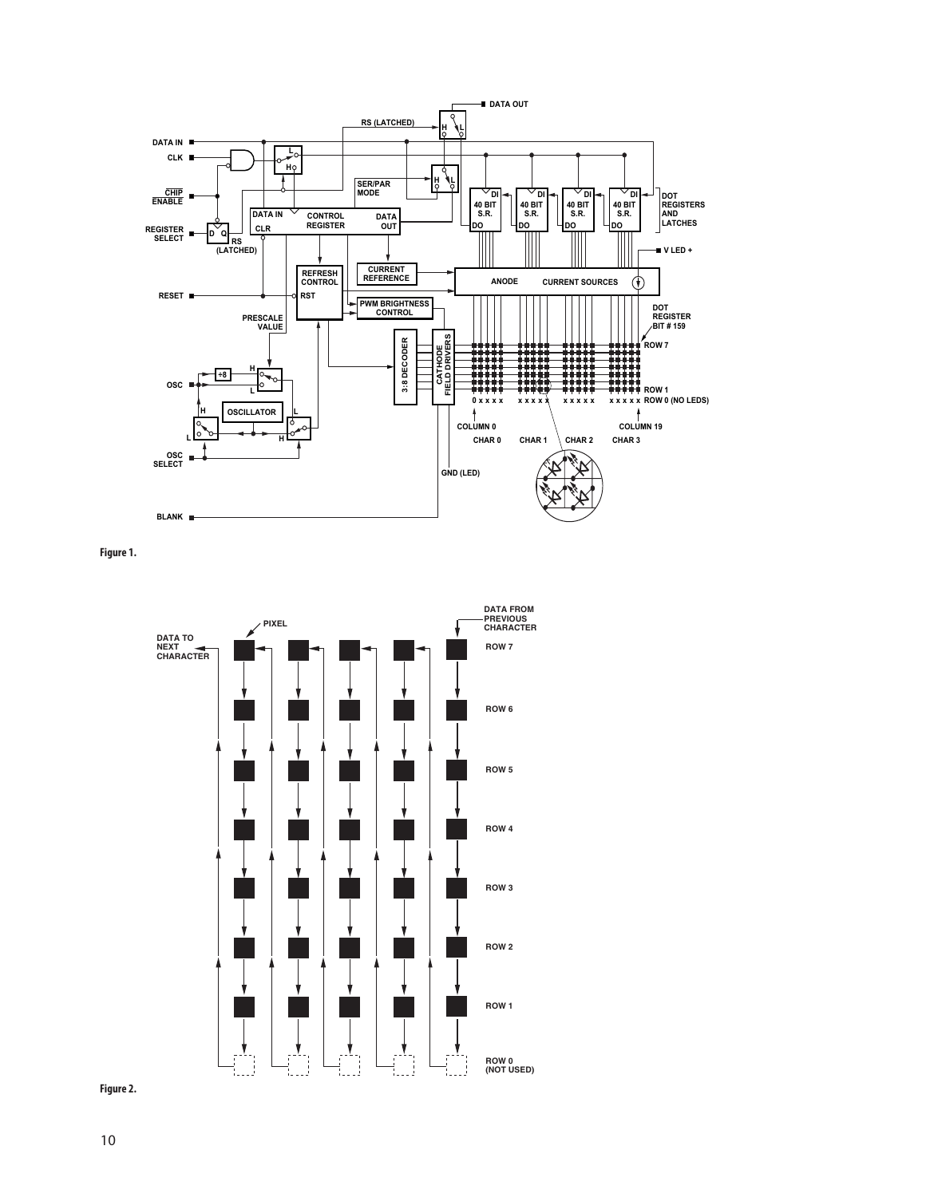Figure 1.

Figure 2.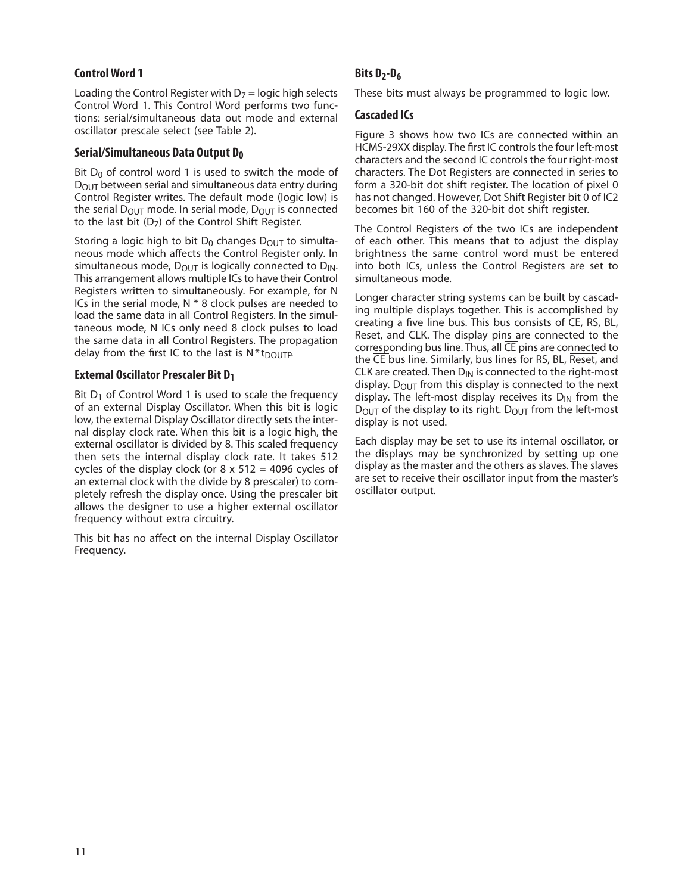### Control Word 1

Loading the Control Register with $D_7$ = logic high selects Control Word 1. This Control Word performs two functions: serial/simultaneous data out mode and external oscillator prescale select (see Table 2).

### Serial/Simultaneous Data Output $D_0$

Bit $D_0$ of control word 1 is used to switch the mode of $D_{OUT}$ between serial and simultaneous data entry during Control Register writes. The default mode (logic low) is the serial $D_{OUT}$ mode. In serial mode, $D_{OUT}$ is connected to the last bit ($D_7$) of the Control Shift Register.

Storing a logic high to bit $D_0$ changes $D_{OUT}$ to simultaneous mode which affects the Control Register only. In simultaneous mode, $D_{OUT}$ is logically connected to $D_{IN}$. This arrangement allows multiple ICs to have their Control Registers written to simultaneously. For example, for N ICs in the serial mode, N * 8 clock pulses are needed to load the same data in all Control Registers. In the simultaneous mode, N ICs only need 8 clock pulses to load the same data in all Control Registers. The propagation delay from the first IC to the last is $N * t_{DOUTP}$.

### External Oscillator Prescaler Bit $D_1$

Bit $D_1$ of Control Word 1 is used to scale the frequency of an external Display Oscillator. When this bit is logic low, the external Display Oscillator directly sets the internal display clock rate. When this bit is a logic high, the external oscillator is divided by 8. This scaled frequency then sets the internal display clock rate. It takes 512 cycles of the display clock (or 8 x 512 = 4096 cycles of an external clock with the divide by 8 prescaler) to completely refresh the display once. Using the prescaler bit allows the designer to use a higher external oscillator frequency without extra circuitry.

This bit has no affect on the internal Display Oscillator Frequency.

### Bits $D_2$-$D_6$

These bits must always be programmed to logic low.

### Cascaded ICs

Figure 3 shows how two ICs are connected within an HCMS-29XX display. The first IC controls the four left-most characters and the second IC controls the four right-most characters. The Dot Registers are connected in series to form a 320-bit dot shift register. The location of pixel 0 has not changed. However, Dot Shift Register bit 0 of IC2 becomes bit 160 of the 320-bit dot shift register.

The Control Registers of the two ICs are independent of each other. This means that to adjust the display brightness the same control word must be entered into both ICs, unless the Control Registers are set to simultaneous mode.

Longer character string systems can be built by cascading multiple displays together. This is accomplished by creating a five line bus. This bus consists of $\overline{CE}$, RS, BL, $\overline{Reset}$, and CLK. The display pins are connected to the corresponding bus line. Thus, all $\overline{CE}$ pins are connected to the $\overline{CE}$ bus line. Similarly, bus lines for RS, BL, $\overline{Reset}$, and CLK are created. Then $D_{IN}$ is connected to the right-most display. $D_{OUT}$ from this display is connected to the next display. The left-most display receives its $D_{IN}$ from the $D_{OUT}$ of the display to its right. $D_{OUT}$ from the left-most display is not used.

Each display may be set to use its internal oscillator, or the displays may be synchronized by setting up one display as the master and the others as slaves. The slaves are set to receive their oscillator input from the master's oscillator output.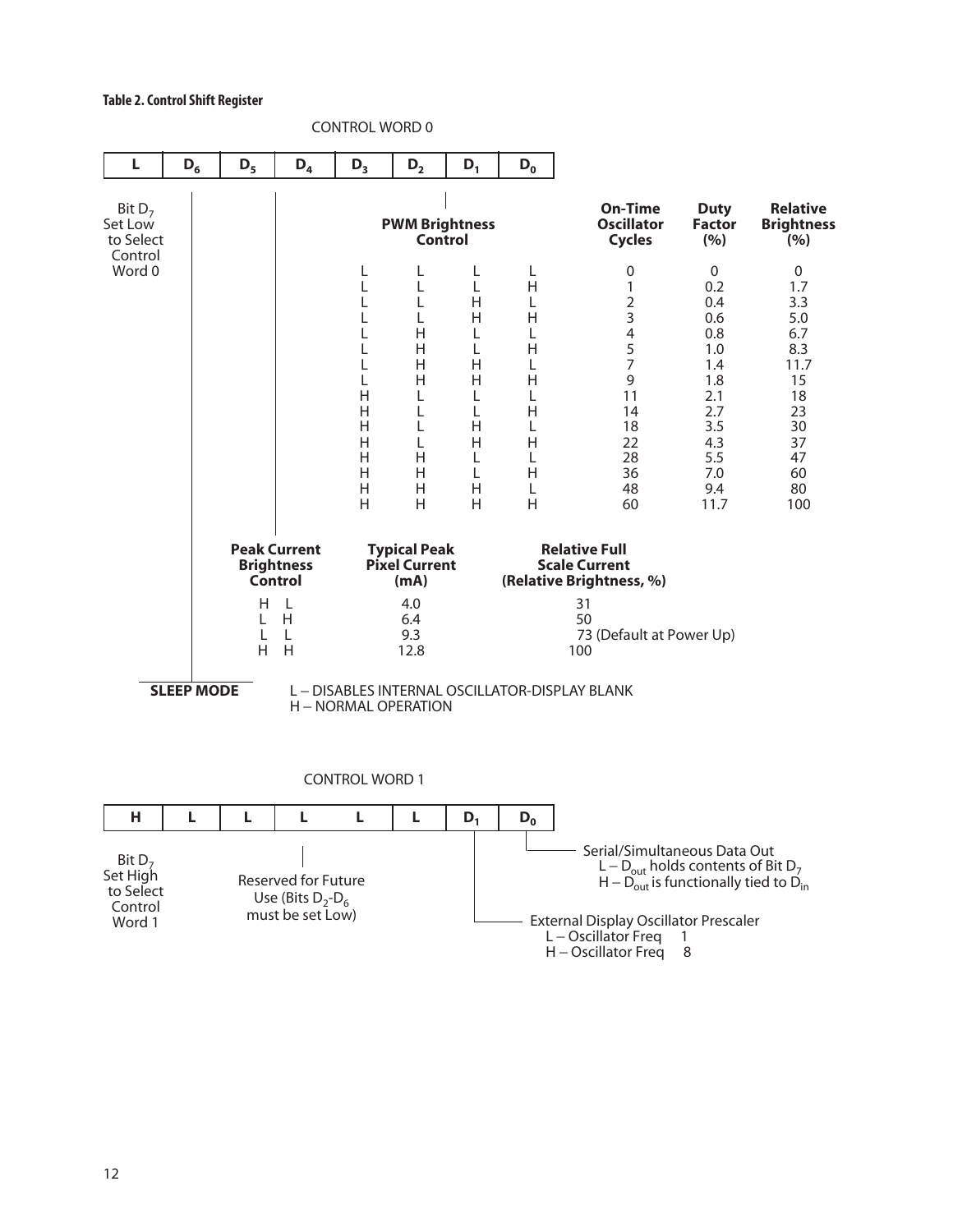**Table 2. Control Shift Register**

CONTROL WORD 0

| L | $D_6$ | $D_5$ | $D_4$ | $D_3$ | $D_2$ | $D_1$ | $D_0$ |
|---|---|---|---|---|---|---|---|

Bit $D_7$ Set Low to Select Control Word 0

**PWM Brightness Control**

| $D_3$ | $D_2$ | $D_1$ | $D_0$ | On-Time Oscillator Cycles | Duty Factor (%) | Relative Brightness (%) |
|---|---|---|---|---|---|---|
| L | L | L | L | 0 | 0 | 0 |
| L | L | L | H | 1 | 0.2 | 1.7 |
| L | L | H | L | 2 | 0.4 | 3.3 |
| L | L | H | H | 3 | 0.6 | 5.0 |
| L | H | L | L | 4 | 0.8 | 6.7 |
| L | H | L | H | 5 | 1.0 | 8.3 |
| L | H | H | L | 7 | 1.4 | 11.7 |
| L | H | H | H | 9 | 1.8 | 15 |
| H | L | L | L | 11 | 2.1 | 18 |
| H | L | L | H | 14 | 2.7 | 23 |
| H | L | H | L | 18 | 3.5 | 30 |
| H | L | H | H | 22 | 4.3 | 37 |
| H | H | L | L | 28 | 5.5 | 47 |
| H | H | L | H | 36 | 7.0 | 60 |
| H | H | H | L | 48 | 9.4 | 80 |
| H | H | H | H | 60 | 11.7 | 100 |

**Peak Current Brightness Control**

| $D_5$ | $D_4$ | Typical Peak Pixel Current (mA) | Relative Full Scale Current (Relative Brightness, %) |
|---|---|---|---|
| H | L | 4.0 | 31 |
| L | H | 6.4 | 50 |
| L | L | 9.3 | 73 (Default at Power Up) |
| H | H | 12.8 | 100 |

**SLEEP MODE** ($D_6$)

L – DISABLES INTERNAL OSCILLATOR-DISPLAY BLANK
H – NORMAL OPERATION

CONTROL WORD 1

| H | L | L | L | L | L | $D_1$ | $D_0$ |
|---|---|---|---|---|---|---|---|

Bit $D_7$ Set High to Select Control Word 1

Reserved for Future Use (Bits $D_2$-$D_6$ must be set Low)

$D_0$ – Serial/Simultaneous Data Out
L – $D_{out}$ holds contents of Bit $D_7$
H – $D_{out}$ is functionally tied to $D_{in}$

$D_1$ – External Display Oscillator Prescaler
L – Oscillator Freq 1
H – Oscillator Freq 8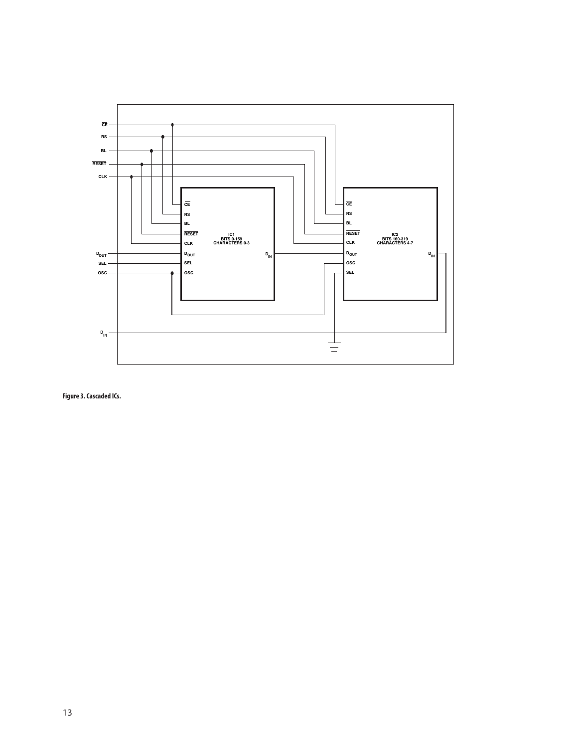**Figure 3. Cascaded ICs.**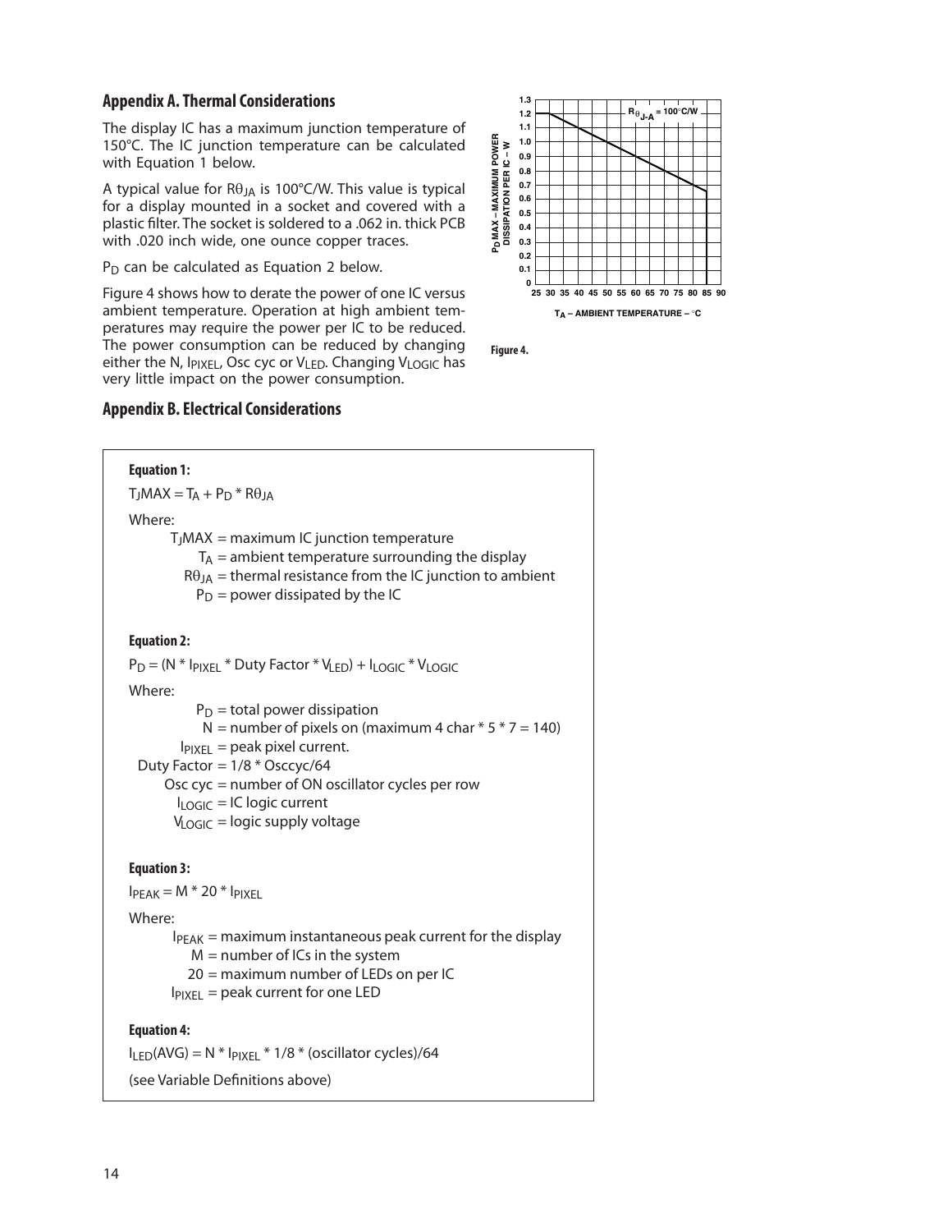## Appendix A. Thermal Considerations

The display IC has a maximum junction temperature of 150°C. The IC junction temperature can be calculated with Equation 1 below.

A typical value for $R\theta_{JA}$ is 100°C/W. This value is typical for a display mounted in a socket and covered with a plastic filter. The socket is soldered to a .062 in. thick PCB with .020 inch wide, one ounce copper traces.

$P_D$ can be calculated as Equation 2 below.

Figure 4 shows how to derate the power of one IC versus ambient temperature. Operation at high ambient temperatures may require the power per IC to be reduced. The power consumption can be reduced by changing either the N, $I_{PIXEL}$, Osc cyc or $V_{LED}$. Changing $V_{LOGIC}$ has very little impact on the power consumption.

Figure 4.

## Appendix B. Electrical Considerations

**Equation 1:**

$$T_JMAX = T_A + P_D * R\theta_{JA}$$

Where:

- $T_JMAX$ = maximum IC junction temperature
- $T_A$ = ambient temperature surrounding the display
- $R\theta_{JA}$ = thermal resistance from the IC junction to ambient
- $P_D$ = power dissipated by the IC

**Equation 2:**

$$P_D = (N * I_{PIXEL} * \text{Duty Factor} * V_{LED}) + I_{LOGIC} * V_{LOGIC}$$

Where:

- $P_D$ = total power dissipation
- N = number of pixels on (maximum 4 char * 5 * 7 = 140)
- $I_{PIXEL}$ = peak pixel current.
- Duty Factor = 1/8 * Osccyc/64
- Osc cyc = number of ON oscillator cycles per row
- $I_{LOGIC}$ = IC logic current
- $V_{LOGIC}$ = logic supply voltage

**Equation 3:**

$$I_{PEAK} = M * 20 * I_{PIXEL}$$

Where:

- $I_{PEAK}$ = maximum instantaneous peak current for the display
- M = number of ICs in the system
- 20 = maximum number of LEDs on per IC
- $I_{PIXEL}$ = peak current for one LED

**Equation 4:**

$$I_{LED}(AVG) = N * I_{PIXEL} * 1/8 * (\text{oscillator cycles})/64$$

(see Variable Definitions above)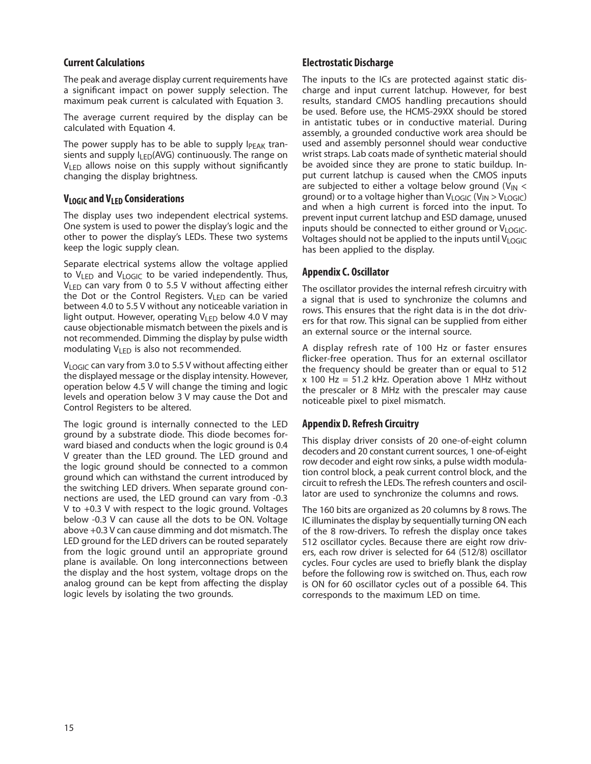### Current Calculations

The peak and average display current requirements have a significant impact on power supply selection. The maximum peak current is calculated with Equation 3.

The average current required by the display can be calculated with Equation 4.

The power supply has to be able to supply $I_{PEAK}$ transients and supply $I_{LED}$(AVG) continuously. The range on $V_{LED}$ allows noise on this supply without significantly changing the display brightness.

### $V_{LOGIC}$ and $V_{LED}$ Considerations

The display uses two independent electrical systems. One system is used to power the display's logic and the other to power the display's LEDs. These two systems keep the logic supply clean.

Separate electrical systems allow the voltage applied to $V_{LED}$ and $V_{LOGIC}$ to be varied independently. Thus, $V_{LED}$ can vary from 0 to 5.5 V without affecting either the Dot or the Control Registers. $V_{LED}$ can be varied between 4.0 to 5.5 V without any noticeable variation in light output. However, operating $V_{LED}$ below 4.0 V may cause objectionable mismatch between the pixels and is not recommended. Dimming the display by pulse width modulating $V_{LED}$ is also not recommended.

$V_{LOGIC}$ can vary from 3.0 to 5.5 V without affecting either the displayed message or the display intensity. However, operation below 4.5 V will change the timing and logic levels and operation below 3 V may cause the Dot and Control Registers to be altered.

The logic ground is internally connected to the LED ground by a substrate diode. This diode becomes forward biased and conducts when the logic ground is 0.4 V greater than the LED ground. The LED ground and the logic ground should be connected to a common ground which can withstand the current introduced by the switching LED drivers. When separate ground connections are used, the LED ground can vary from -0.3 V to +0.3 V with respect to the logic ground. Voltages below -0.3 V can cause all the dots to be ON. Voltage above +0.3 V can cause dimming and dot mismatch. The LED ground for the LED drivers can be routed separately from the logic ground until an appropriate ground plane is available. On long interconnections between the display and the host system, voltage drops on the analog ground can be kept from affecting the display logic levels by isolating the two grounds.

### Electrostatic Discharge

The inputs to the ICs are protected against static discharge and input current latchup. However, for best results, standard CMOS handling precautions should be used. Before use, the HCMS-29XX should be stored in antistatic tubes or in conductive material. During assembly, a grounded conductive work area should be used and assembly personnel should wear conductive wrist straps. Lab coats made of synthetic material should be avoided since they are prone to static buildup. Input current latchup is caused when the CMOS inputs are subjected to either a voltage below ground ($V_{IN}$ < ground) or to a voltage higher than $V_{LOGIC}$ ($V_{IN} > V_{LOGIC}$) and when a high current is forced into the input. To prevent input current latchup and ESD damage, unused inputs should be connected to either ground or $V_{LOGIC}$. Voltages should not be applied to the inputs until $V_{LOGIC}$ has been applied to the display.

### Appendix C. Oscillator

The oscillator provides the internal refresh circuitry with a signal that is used to synchronize the columns and rows. This ensures that the right data is in the dot drivers for that row. This signal can be supplied from either an external source or the internal source.

A display refresh rate of 100 Hz or faster ensures flicker-free operation. Thus for an external oscillator the frequency should be greater than or equal to 512 x 100 Hz = 51.2 kHz. Operation above 1 MHz without the prescaler or 8 MHz with the prescaler may cause noticeable pixel to pixel mismatch.

### Appendix D. Refresh Circuitry

This display driver consists of 20 one-of-eight column decoders and 20 constant current sources, 1 one-of-eight row decoder and eight row sinks, a pulse width modulation control block, a peak current control block, and the circuit to refresh the LEDs. The refresh counters and oscillator are used to synchronize the columns and rows.

The 160 bits are organized as 20 columns by 8 rows. The IC illuminates the display by sequentially turning ON each of the 8 row-drivers. To refresh the display once takes 512 oscillator cycles. Because there are eight row drivers, each row driver is selected for 64 (512/8) oscillator cycles. Four cycles are used to briefly blank the display before the following row is switched on. Thus, each row is ON for 60 oscillator cycles out of a possible 64. This corresponds to the maximum LED on time.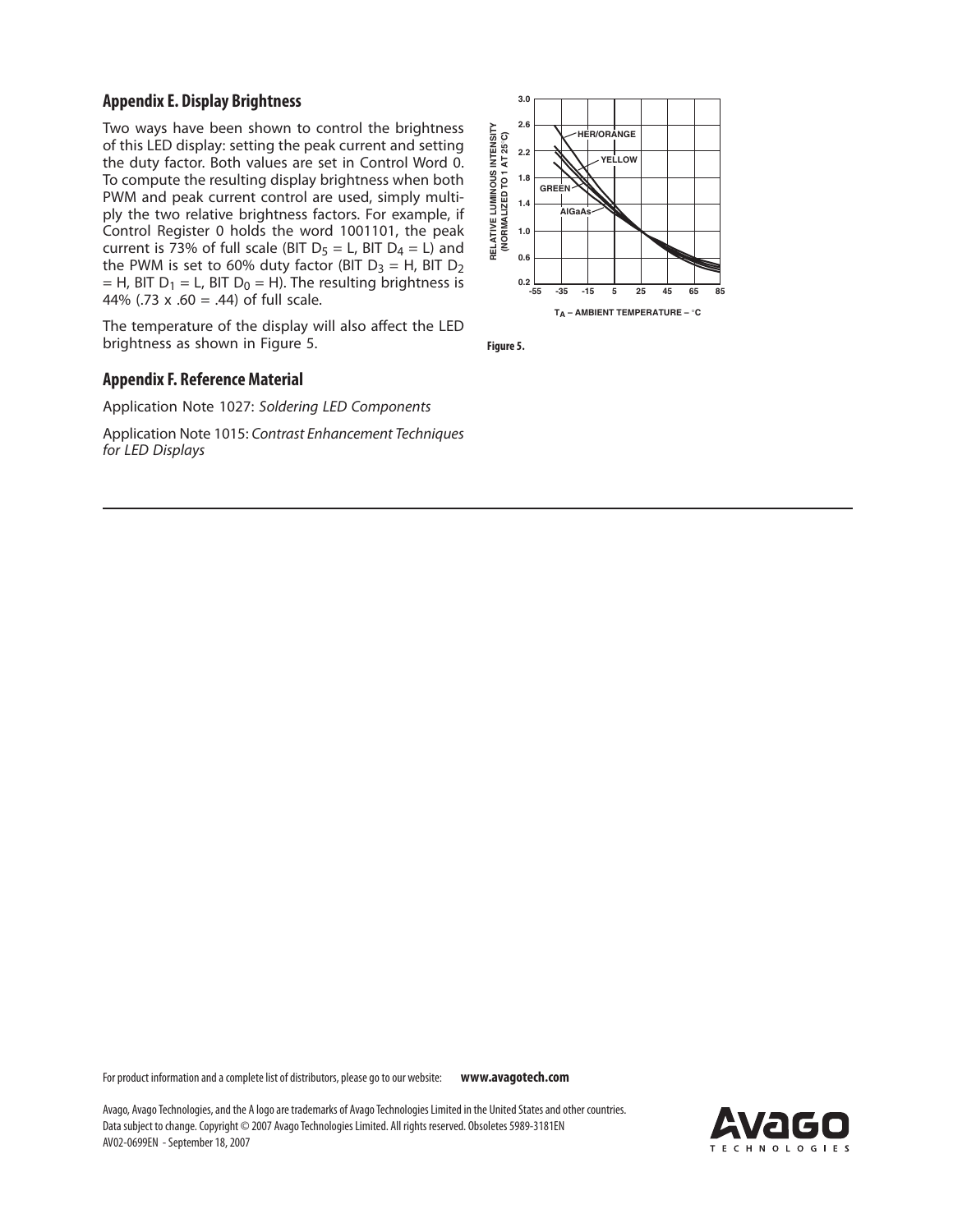## Appendix E. Display Brightness

Two ways have been shown to control the brightness of this LED display: setting the peak current and setting the duty factor. Both values are set in Control Word 0. To compute the resulting display brightness when both PWM and peak current control are used, simply multiply the two relative brightness factors. For example, if Control Register 0 holds the word 1001101, the peak current is 73% of full scale (BIT $D_5$ = L, BIT $D_4$ = L) and the PWM is set to 60% duty factor (BIT $D_3$ = H, BIT $D_2$ = H, BIT $D_1$ = L, BIT $D_0$ = H). The resulting brightness is 44% (.73 x .60 = .44) of full scale.

The temperature of the display will also affect the LED brightness as shown in Figure 5.

RELATIVE LUMINOUS INTENSITY (NORMALIZED TO 1 AT 25°C)

3.0
2.6
2.2
1.8
1.4
1.0
0.6
0.2

-55 -35 -15 5 25 45 65 85

$T_A$ – AMBIENT TEMPERATURE – °C

HER/ORANGE
YELLOW
GREEN
AlGaAs

Figure 5.

## Appendix F. Reference Material

Application Note 1027: *Soldering LED Components*

Application Note 1015: *Contrast Enhancement Techniques for LED Displays*

For product information and a complete list of distributors, please go to our website: **www.avagotech.com**

Avago, Avago Technologies, and the A logo are trademarks of Avago Technologies Limited in the United States and other countries.
Data subject to change. Copyright © 2007 Avago Technologies Limited. All rights reserved. Obsoletes 5989-3181EN
AV02-0699EN - September 18, 2007